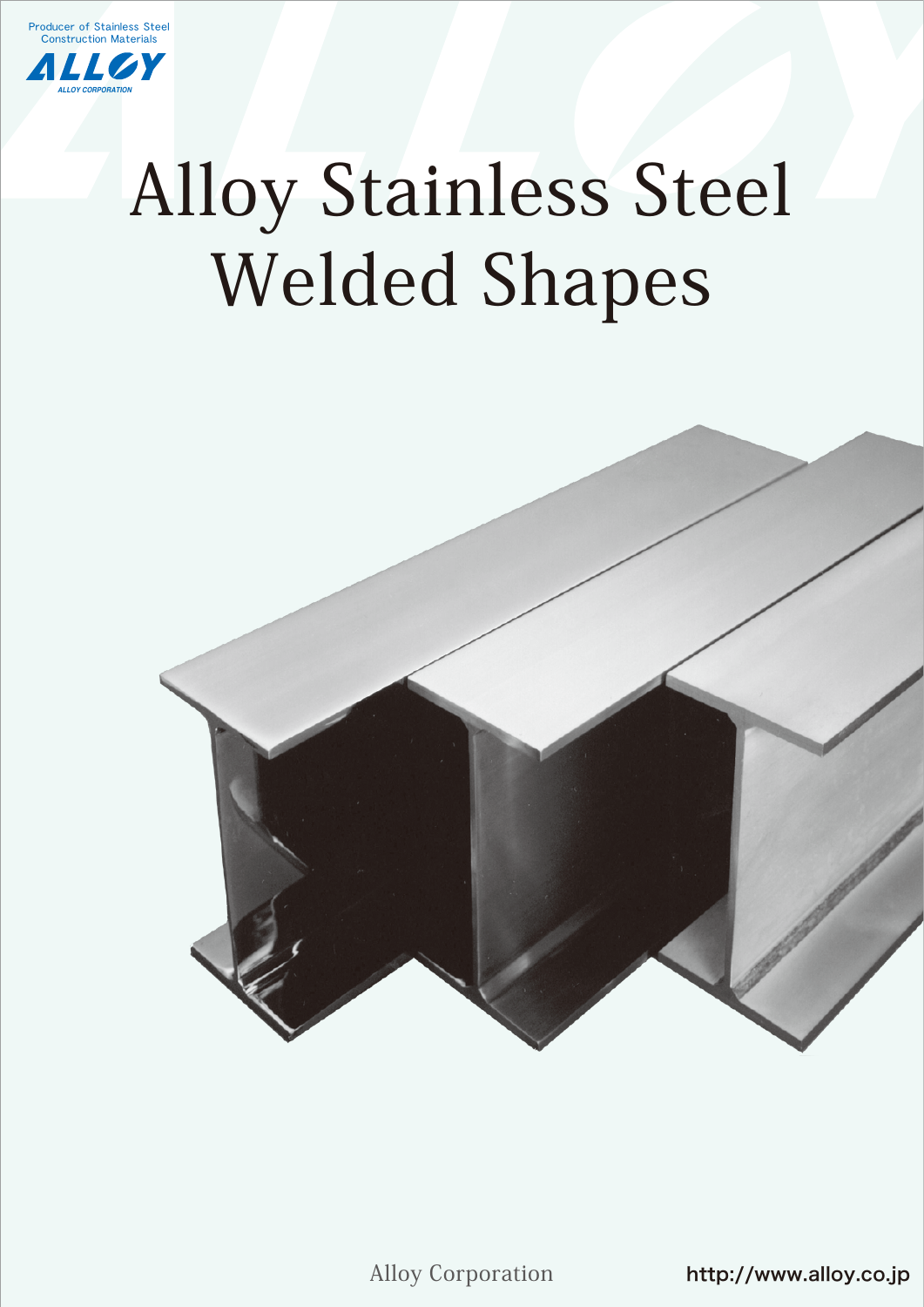Producer of Stainless Steel Construction Materials

ALLOY

ALLOY CORPORATION

# Alloy Stainless Steel Welded Shapes

Alloy Corporation

http://www.alloy.co.jp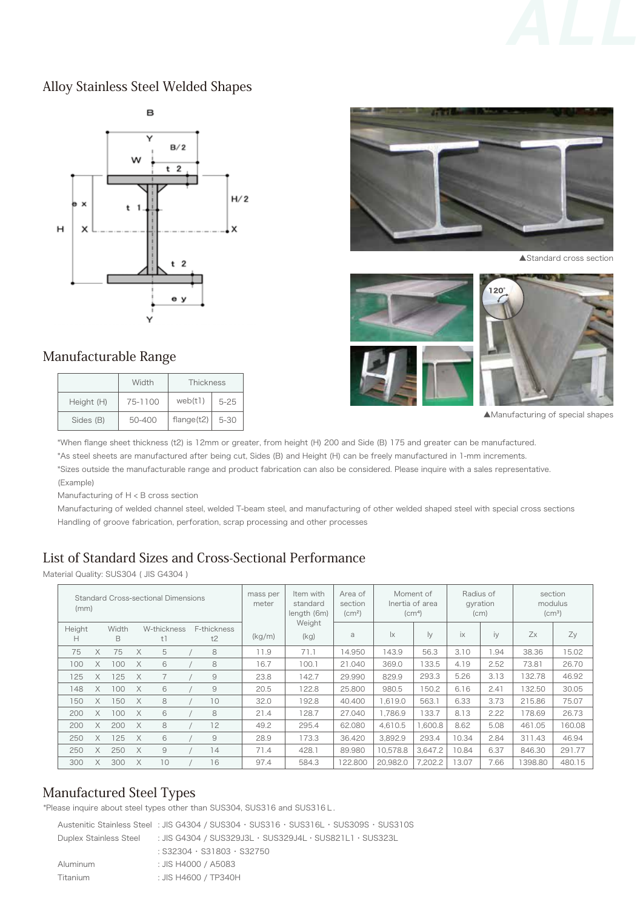## Alloy Stainless Steel Welded Shapes

▲Standard cross section

▲Manufacturing of special shapes

## Manufacturable Range

| | Width | Thickness | |
|---|---|---|---|
| Height (H) | 75-1100 | web(t1) | 5-25 |
| Sides (B) | 50-400 | flange(t2) | 5-30 |

*When flange sheet thickness (t2) is 12mm or greater, from height (H) 200 and Side (B) 175 and greater can be manufactured.
*As steel sheets are manufactured after being cut, Sides (B) and Height (H) can be freely manufactured in 1-mm increments.
*Sizes outside the manufacturable range and product fabrication can also be considered. Please inquire with a sales representative.
(Example)
Manufacturing of H < B cross section
Manufacturing of welded channel steel, welded T-beam steel, and manufacturing of other welded shaped steel with special cross sections
Handling of groove fabrication, perforation, scrap processing and other processes

## List of Standard Sizes and Cross-Sectional Performance

Material Quality: SUS304 ( JIS G4304 )

| Standard Cross-sectional Dimensions (mm) | | | | | | | | mass per meter | Item with standard length (6m) Weight | Area of section ($cm^2$) | Moment of Inertia of area ($cm^4$) | | Radius of gyration (cm) | | section modulus ($cm^3$) | |
|---|---|---|---|---|---|---|---|---|---|---|---|---|---|---|---|---|
| Height H | | Width B | | W-thickness t1 | | F-thickness t2 | | (kg/m) | (kg) | a | Ix | Iy | ix | iy | Zx | Zy |
| 75 | X | 75 | X | 5 | / | 8 | | 11.9 | 71.1 | 14.950 | 143.9 | 56.3 | 3.10 | 1.94 | 38.36 | 15.02 |
| 100 | X | 100 | X | 6 | / | 8 | | 16.7 | 100.1 | 21.040 | 369.0 | 133.5 | 4.19 | 2.52 | 73.81 | 26.70 |
| 125 | X | 125 | X | 7 | / | 9 | | 23.8 | 142.7 | 29.990 | 829.9 | 293.3 | 5.26 | 3.13 | 132.78 | 46.92 |
| 148 | X | 100 | X | 6 | / | 9 | | 20.5 | 122.8 | 25.800 | 980.5 | 150.2 | 6.16 | 2.41 | 132.50 | 30.05 |
| 150 | X | 150 | X | 8 | / | 10 | | 32.0 | 192.8 | 40.400 | 1,619.0 | 563.1 | 6.33 | 3.73 | 215.86 | 75.07 |
| 200 | X | 100 | X | 6 | / | 8 | | 21.4 | 128.7 | 27.040 | 1,786.9 | 133.7 | 8.13 | 2.22 | 178.69 | 26.73 |
| 200 | X | 200 | X | 8 | / | 12 | | 49.2 | 295.4 | 62.080 | 4,610.5 | 1,600.8 | 8.62 | 5.08 | 461.05 | 160.08 |
| 250 | X | 125 | X | 6 | / | 9 | | 28.9 | 173.3 | 36.420 | 3,892.9 | 293.4 | 10.34 | 2.84 | 311.43 | 46.94 |
| 250 | X | 250 | X | 9 | / | 14 | | 71.4 | 428.1 | 89.980 | 10,578.8 | 3,647.2 | 10.84 | 6.37 | 846.30 | 291.77 |
| 300 | X | 300 | X | 10 | / | 16 | | 97.4 | 584.3 | 122.800 | 20,982.0 | 7,202.2 | 13.07 | 7.66 | 1398.80 | 480.15 |

## Manufactured Steel Types

*Please inquire about steel types other than SUS304, SUS316 and SUS316L.

| | |
|---|---|
| Austenitic Stainless Steel | : JIS G4304 / SUS304・SUS316・SUS316L・SUS309S・SUS310S |
| Duplex Stainless Steel | : JIS G4304 / SUS329J3L・SUS329J4L・SUS821L1・SUS323L |
| | : S32304・S31803・S32750 |
| Aluminum | : JIS H4000 / A5083 |
| Titanium | : JIS H4600 / TP340H |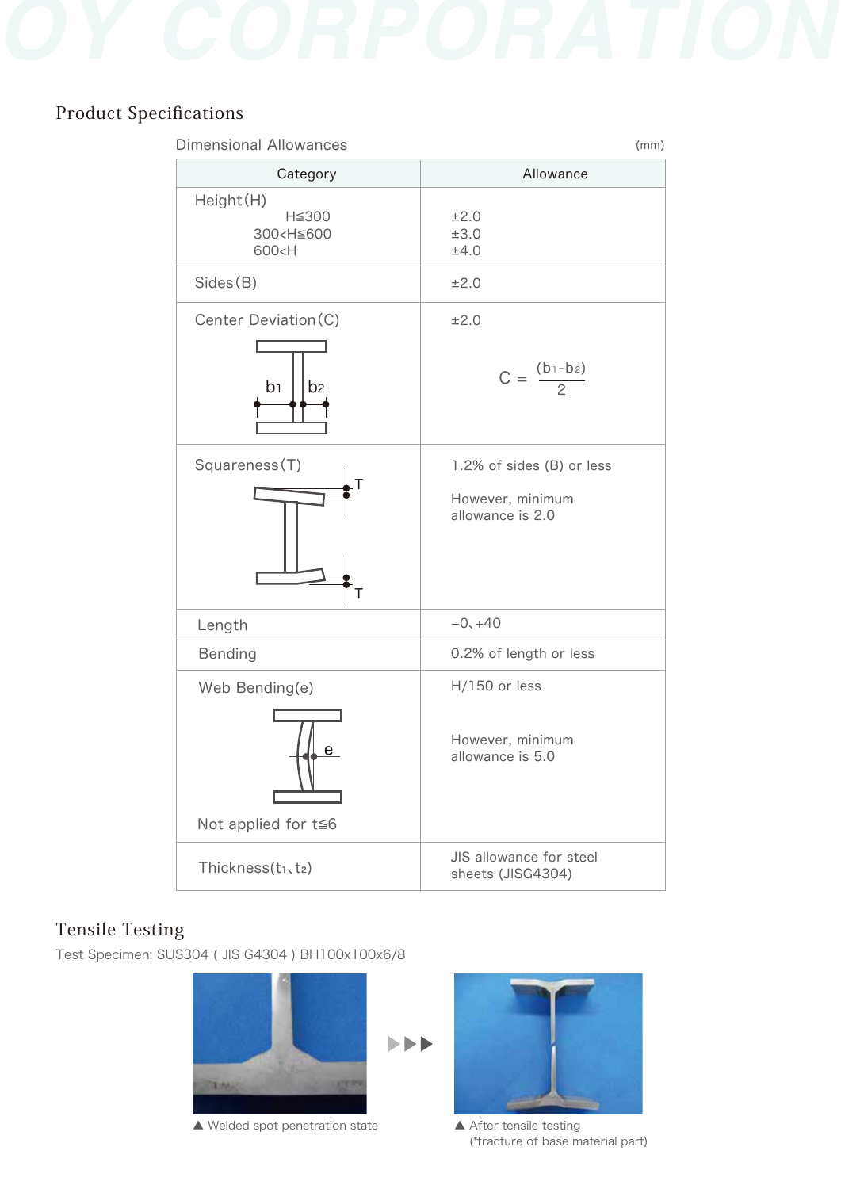## Product Specifications

### Dimensional Allowances

(mm)

| Category | Allowance |
|---|---|
| Height (H)<br>H≦300<br>300<H≦600<br>600<H | <br>±2.0<br>±3.0<br>±4.0 |
| Sides (B) | ±2.0 |
| Center Deviation (C) | ±2.0<br>$C = \frac{(b_1 - b_2)}{2}$ |
| Squareness (T) | 1.2% of sides (B) or less<br>However, minimum allowance is 2.0 |
| Length | −0、+40 |
| Bending | 0.2% of length or less |
| Web Bending (e)<br>Not applied for t≦6 | H/150 or less<br>However, minimum allowance is 5.0 |
| Thickness ($t_1$、$t_2$) | JIS allowance for steel sheets (JISG4304) |

## Tensile Testing

Test Specimen: SUS304 ( JIS G4304 ) BH100x100x6/8

▲ Welded spot penetration state

▲ After tensile testing
(*fracture of base material part)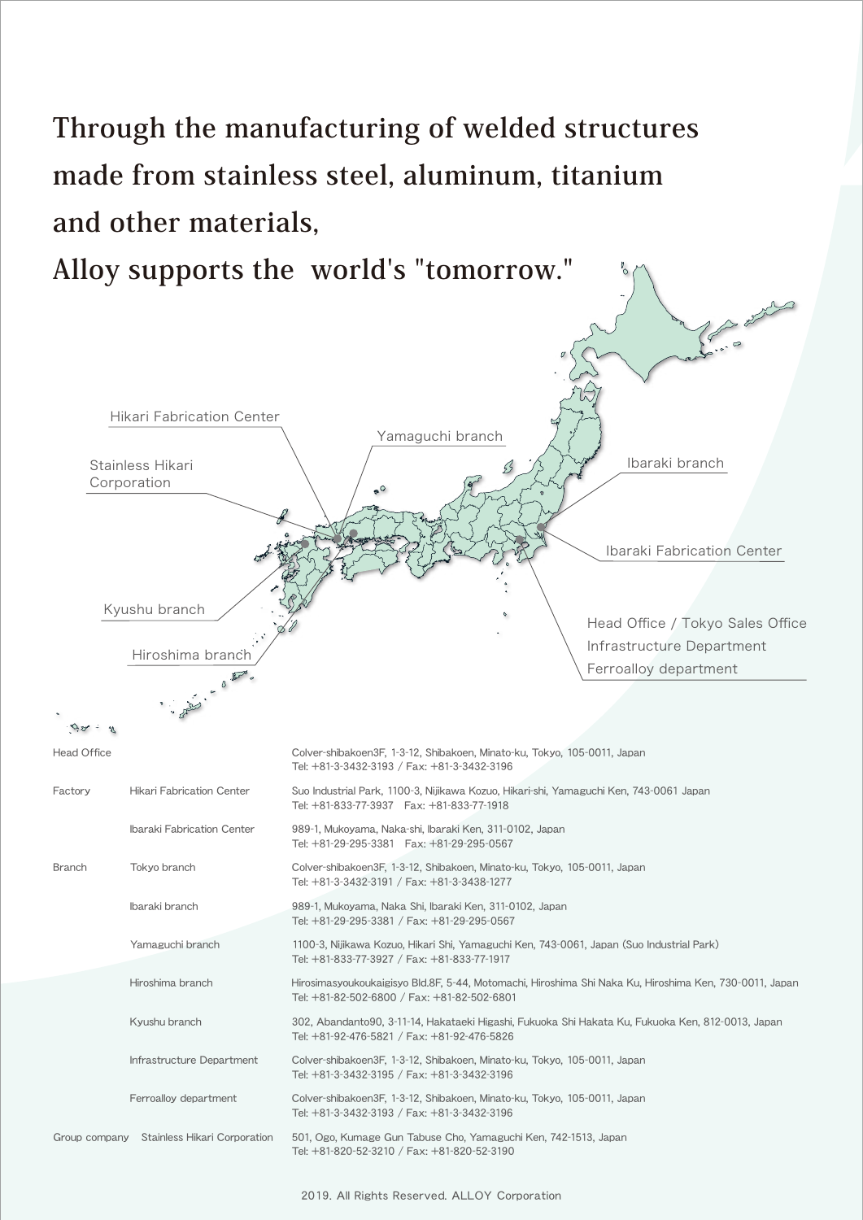# Through the manufacturing of welded structures made from stainless steel, aluminum, titanium and other materials, Alloy supports the world's "tomorrow."

Hikari Fabrication Center

Yamaguchi branch

Stainless Hikari Corporation

Ibaraki branch

Ibaraki Fabrication Center

Kyushu branch

Hiroshima branch

Head Office / Tokyo Sales Office
Infrastructure Department
Ferroalloy department

| | | |
|---|---|---|
| Head Office | | Colver-shibakoen3F, 1-3-12, Shibakoen, Minato-ku, Tokyo, 105-0011, Japan<br>Tel: +81-3-3432-3193 / Fax: +81-3-3432-3196 |
| Factory | Hikari Fabrication Center | Suo Industrial Park, 1100-3, Nijikawa Kozuo, Hikari-shi, Yamaguchi Ken, 743-0061 Japan<br>Tel: +81-833-77-3937 Fax: +81-833-77-1918 |
| | Ibaraki Fabrication Center | 989-1, Mukoyama, Naka-shi, Ibaraki Ken, 311-0102, Japan<br>Tel: +81-29-295-3381 Fax: +81-29-295-0567 |
| Branch | Tokyo branch | Colver-shibakoen3F, 1-3-12, Shibakoen, Minato-ku, Tokyo, 105-0011, Japan<br>Tel: +81-3-3432-3191 / Fax: +81-3-3438-1277 |
| | Ibaraki branch | 989-1, Mukoyama, Naka Shi, Ibaraki Ken, 311-0102, Japan<br>Tel: +81-29-295-3381 / Fax: +81-29-295-0567 |
| | Yamaguchi branch | 1100-3, Nijikawa Kozuo, Hikari Shi, Yamaguchi Ken, 743-0061, Japan (Suo Industrial Park)<br>Tel: +81-833-77-3927 / Fax: +81-833-77-1917 |
| | Hiroshima branch | Hirosimasyoukoukaigisyo Bld.8F, 5-44, Motomachi, Hiroshima Shi Naka Ku, Hiroshima Ken, 730-0011, Japan<br>Tel: +81-82-502-6800 / Fax: +81-82-502-6801 |
| | Kyushu branch | 302, Abandanto90, 3-11-14, Hakataeki Higashi, Fukuoka Shi Hakata Ku, Fukuoka Ken, 812-0013, Japan<br>Tel: +81-92-476-5821 / Fax: +81-92-476-5826 |
| | Infrastructure Department | Colver-shibakoen3F, 1-3-12, Shibakoen, Minato-ku, Tokyo, 105-0011, Japan<br>Tel: +81-3-3432-3195 / Fax: +81-3-3432-3196 |
| | Ferroalloy department | Colver-shibakoen3F, 1-3-12, Shibakoen, Minato-ku, Tokyo, 105-0011, Japan<br>Tel: +81-3-3432-3193 / Fax: +81-3-3432-3196 |
| Group company | Stainless Hikari Corporation | 501, Ogo, Kumage Gun Tabuse Cho, Yamaguchi Ken, 742-1513, Japan<br>Tel: +81-820-52-3210 / Fax: +81-820-52-3190 |

2019. All Rights Reserved. ALLOY Corporation